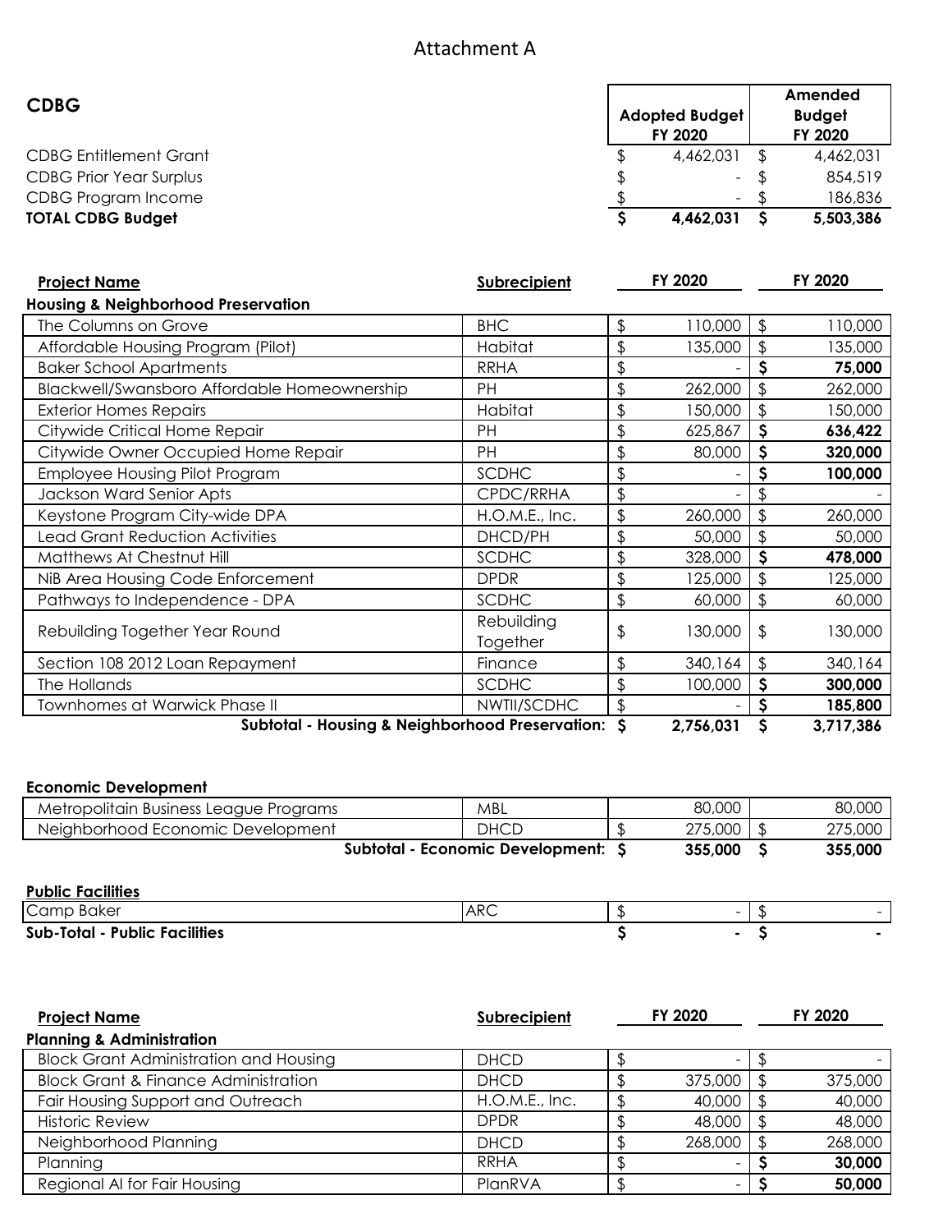# Attachment A

## CDBG

| | Adopted Budget FY 2020 | Amended Budget FY 2020 |
|---|---|---|
| CDBG Entitlement Grant | $ 4,462,031 | $ 4,462,031 |
| CDBG Prior Year Surplus | $ - | $ 854,519 |
| CDBG Program Income | $ - | $ 186,836 |
| **TOTAL CDBG Budget** | **$ 4,462,031** | **$ 5,503,386** |

| **Project Name** | **Subrecipient** | **FY 2020** | **FY 2020** |
|---|---|---|---|
| **Housing & Neighborhood Preservation** | | | |
| The Columns on Grove | BHC | $ 110,000 | $ 110,000 |
| Affordable Housing Program (Pilot) | Habitat | $ 135,000 | $ 135,000 |
| Baker School Apartments | RRHA | $ - | **$ 75,000** |
| Blackwell/Swansboro Affordable Homeownership | PH | $ 262,000 | $ 262,000 |
| Exterior Homes Repairs | Habitat | $ 150,000 | $ 150,000 |
| Citywide Critical Home Repair | PH | $ 625,867 | **$ 636,422** |
| Citywide Owner Occupied Home Repair | PH | $ 80,000 | **$ 320,000** |
| Employee Housing Pilot Program | SCDHC | $ - | **$ 100,000** |
| Jackson Ward Senior Apts | CPDC/RRHA | $ - | $ - |
| Keystone Program City-wide DPA | H.O.M.E., Inc. | $ 260,000 | $ 260,000 |
| Lead Grant Reduction Activities | DHCD/PH | $ 50,000 | $ 50,000 |
| Matthews At Chestnut Hill | SCDHC | $ 328,000 | **$ 478,000** |
| NiB Area Housing Code Enforcement | DPDR | $ 125,000 | $ 125,000 |
| Pathways to Independence - DPA | SCDHC | $ 60,000 | $ 60,000 |
| Rebuilding Together Year Round | Rebuilding Together | $ 130,000 | $ 130,000 |
| Section 108 2012 Loan Repayment | Finance | $ 340,164 | $ 340,164 |
| The Hollands | SCDHC | $ 100,000 | **$ 300,000** |
| Townhomes at Warwick Phase II | NWTII/SCDHC | $ - | **$ 185,800** |
| **Subtotal - Housing & Neighborhood Preservation:** | | **$ 2,756,031** | **$ 3,717,386** |

| **Economic Development** | | | |
|---|---|---|---|
| Metropolitain Business League Programs | MBL | 80,000 | 80,000 |
| Neighborhood Economic Development | DHCD | $ 275,000 | $ 275,000 |
| **Subtotal - Economic Development:** | | **$ 355,000** | **$ 355,000** |

| **Public Facilities** | | | |
|---|---|---|---|
| Camp Baker | ARC | $ - | $ - |
| **Sub-Total - Public Facilities** | | **$ -** | **$ -** |

| **Project Name** | **Subrecipient** | **FY 2020** | **FY 2020** |
|---|---|---|---|
| **Planning & Administration** | | | |
| Block Grant Administration and Housing | DHCD | $ - | $ - |
| Block Grant & Finance Administration | DHCD | $ 375,000 | $ 375,000 |
| Fair Housing Support and Outreach | H.O.M.E., Inc. | $ 40,000 | $ 40,000 |
| Historic Review | DPDR | $ 48,000 | $ 48,000 |
| Neighborhood Planning | DHCD | $ 268,000 | $ 268,000 |
| Planning | RRHA | $ - | **$ 30,000** |
| Regional AI for Fair Housing | PlanRVA | $ - | **$ 50,000** |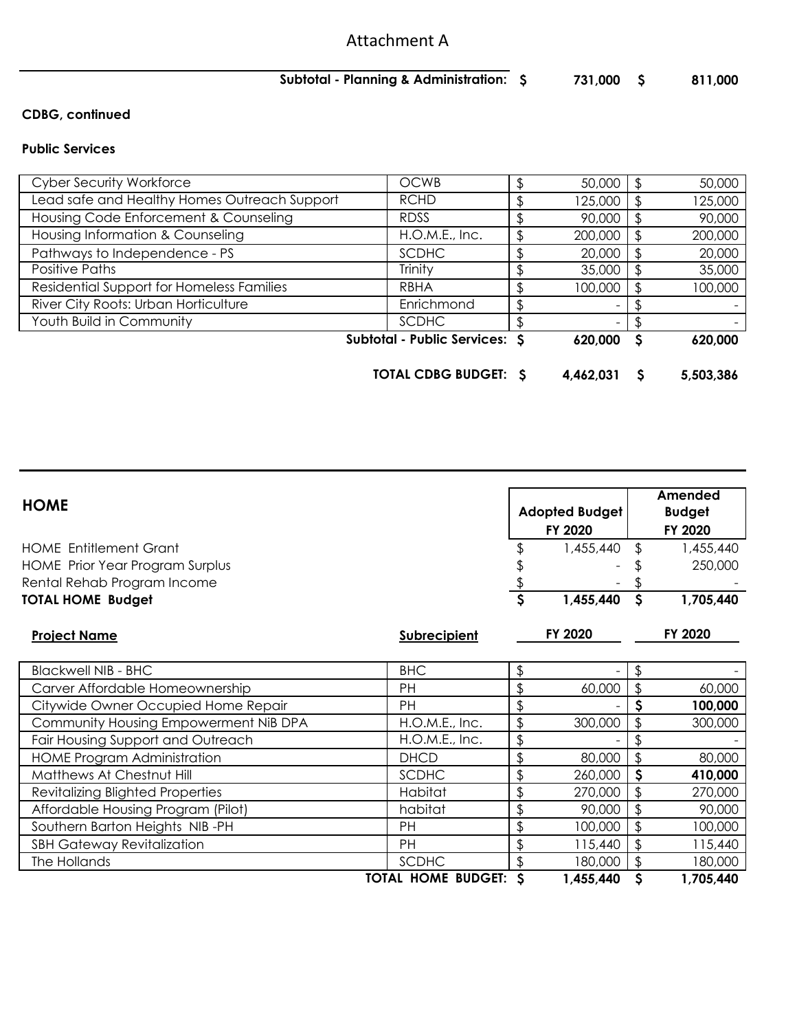# Attachment A

**Subtotal - Planning & Administration: $ 731,000 $ 811,000**

**CDBG, continued**

**Public Services**

| | | | |
|---|---|---|---|
| Cyber Security Workforce | OCWB | $ 50,000 | $ 50,000 |
| Lead safe and Healthy Homes Outreach Support | RCHD | $ 125,000 | $ 125,000 |
| Housing Code Enforcement & Counseling | RDSS | $ 90,000 | $ 90,000 |
| Housing Information & Counseling | H.O.M.E., Inc. | $ 200,000 | $ 200,000 |
| Pathways to Independence - PS | SCDHC | $ 20,000 | $ 20,000 |
| Positive Paths | Trinity | $ 35,000 | $ 35,000 |
| Residential Support for Homeless Families | RBHA | $ 100,000 | $ 100,000 |
| River City Roots: Urban Horticulture | Enrichmond | $ - | $ - |
| Youth Build in Community | SCDHC | $ - | $ - |
| | **Subtotal - Public Services:** | **$ 620,000** | **$ 620,000** |

**TOTAL CDBG BUDGET: $ 4,462,031 $ 5,503,386**

| **HOME** | **Adopted Budget FY 2020** | **Amended Budget FY 2020** |
|---|---|---|
| HOME Entitlement Grant | $ 1,455,440 | $ 1,455,440 |
| HOME Prior Year Program Surplus | $ - | $ 250,000 |
| Rental Rehab Program Income | $ - | $ - |
| **TOTAL HOME Budget** | **$ 1,455,440** | **$ 1,705,440** |

| **Project Name** | **Subrecipient** | **FY 2020** | **FY 2020** |
|---|---|---|---|
| Blackwell NIB - BHC | BHC | $ - | $ - |
| Carver Affordable Homeownership | PH | $ 60,000 | $ 60,000 |
| Citywide Owner Occupied Home Repair | PH | $ - | **$ 100,000** |
| Community Housing Empowerment NiB DPA | H.O.M.E., Inc. | $ 300,000 | $ 300,000 |
| Fair Housing Support and Outreach | H.O.M.E., Inc. | $ - | $ - |
| HOME Program Administration | DHCD | $ 80,000 | $ 80,000 |
| Matthews At Chestnut Hill | SCDHC | $ 260,000 | **$ 410,000** |
| Revitalizing Blighted Properties | Habitat | $ 270,000 | $ 270,000 |
| Affordable Housing Program (Pilot) | habitat | $ 90,000 | $ 90,000 |
| Southern Barton Heights NIB -PH | PH | $ 100,000 | $ 100,000 |
| SBH Gateway Revitalization | PH | $ 115,440 | $ 115,440 |
| The Hollands | SCDHC | $ 180,000 | $ 180,000 |
| | **TOTAL HOME BUDGET:** | **$ 1,455,440** | **$ 1,705,440** |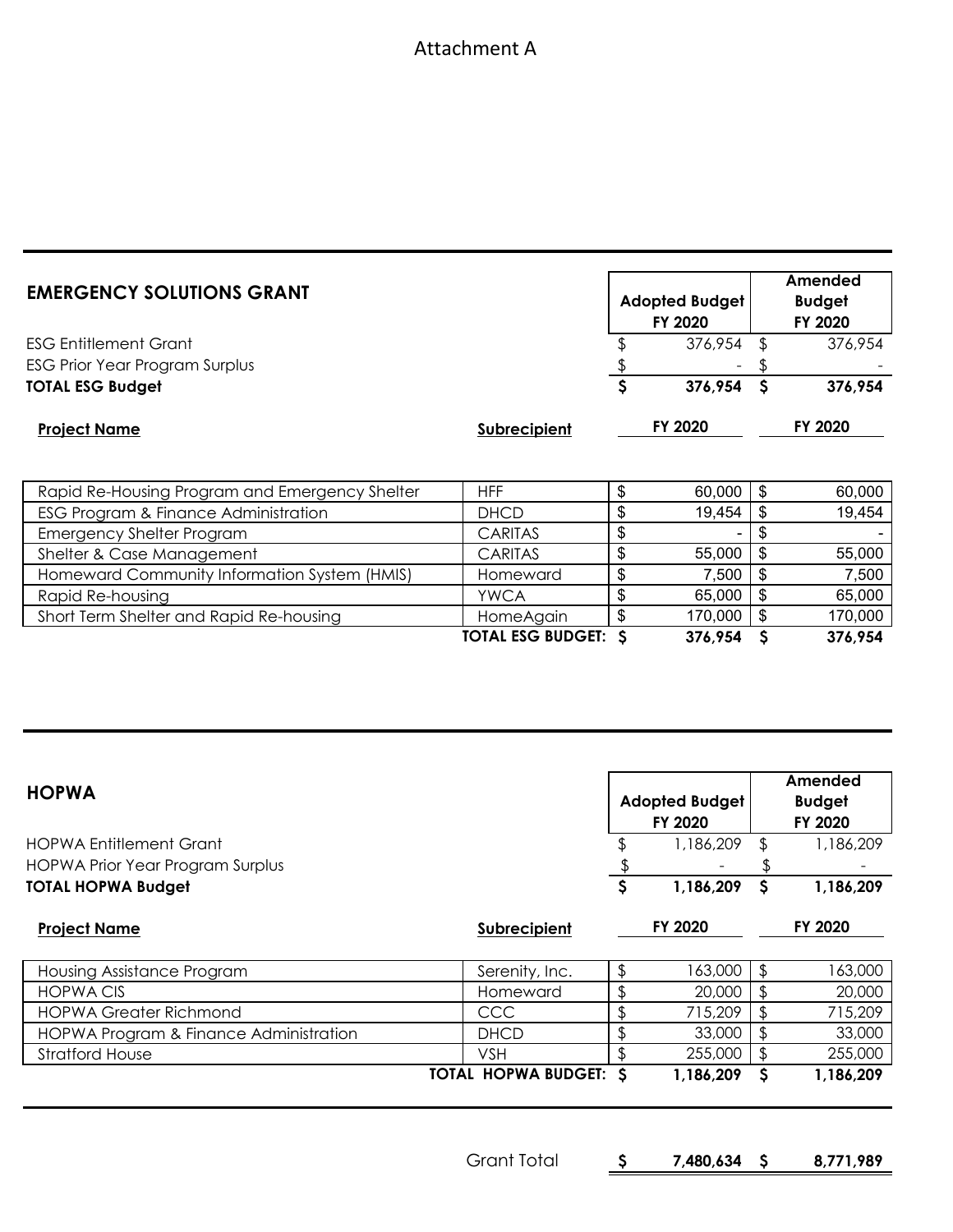Attachment A

## EMERGENCY SOLUTIONS GRANT

| | | Adopted Budget FY 2020 | Amended Budget FY 2020 |
|---|---|---|---|
| ESG Entitlement Grant | | $ 376,954 | $ 376,954 |
| ESG Prior Year Program Surplus | | $ - | $ - |
| **TOTAL ESG Budget** | | **$ 376,954** | **$ 376,954** |
| **Project Name** | **Subrecipient** | **FY 2020** | **FY 2020** |
| Rapid Re-Housing Program and Emergency Shelter | HFF | $ 60,000 | $ 60,000 |
| ESG Program & Finance Administration | DHCD | $ 19,454 | $ 19,454 |
| Emergency Shelter Program | CARITAS | $ - | $ - |
| Shelter & Case Management | CARITAS | $ 55,000 | $ 55,000 |
| Homeward Community Information System (HMIS) | Homeward | $ 7,500 | $ 7,500 |
| Rapid Re-housing | YWCA | $ 65,000 | $ 65,000 |
| Short Term Shelter and Rapid Re-housing | HomeAgain | $ 170,000 | $ 170,000 |
| | **TOTAL ESG BUDGET:** | **$ 376,954** | **$ 376,954** |

## HOPWA

| | | Adopted Budget FY 2020 | Amended Budget FY 2020 |
|---|---|---|---|
| HOPWA Entitlement Grant | | $ 1,186,209 | $ 1,186,209 |
| HOPWA Prior Year Program Surplus | | $ - | $ - |
| **TOTAL HOPWA Budget** | | **$ 1,186,209** | **$ 1,186,209** |
| **Project Name** | **Subrecipient** | **FY 2020** | **FY 2020** |
| Housing Assistance Program | Serenity, Inc. | $ 163,000 | $ 163,000 |
| HOPWA CIS | Homeward | $ 20,000 | $ 20,000 |
| HOPWA Greater Richmond | CCC | $ 715,209 | $ 715,209 |
| HOPWA Program & Finance Administration | DHCD | $ 33,000 | $ 33,000 |
| Stratford House | VSH | $ 255,000 | $ 255,000 |
| | **TOTAL HOPWA BUDGET:** | **$ 1,186,209** | **$ 1,186,209** |

| | | | |
|---|---|---|---|
| | Grant Total | **$ 7,480,634** | **$ 8,771,989** |